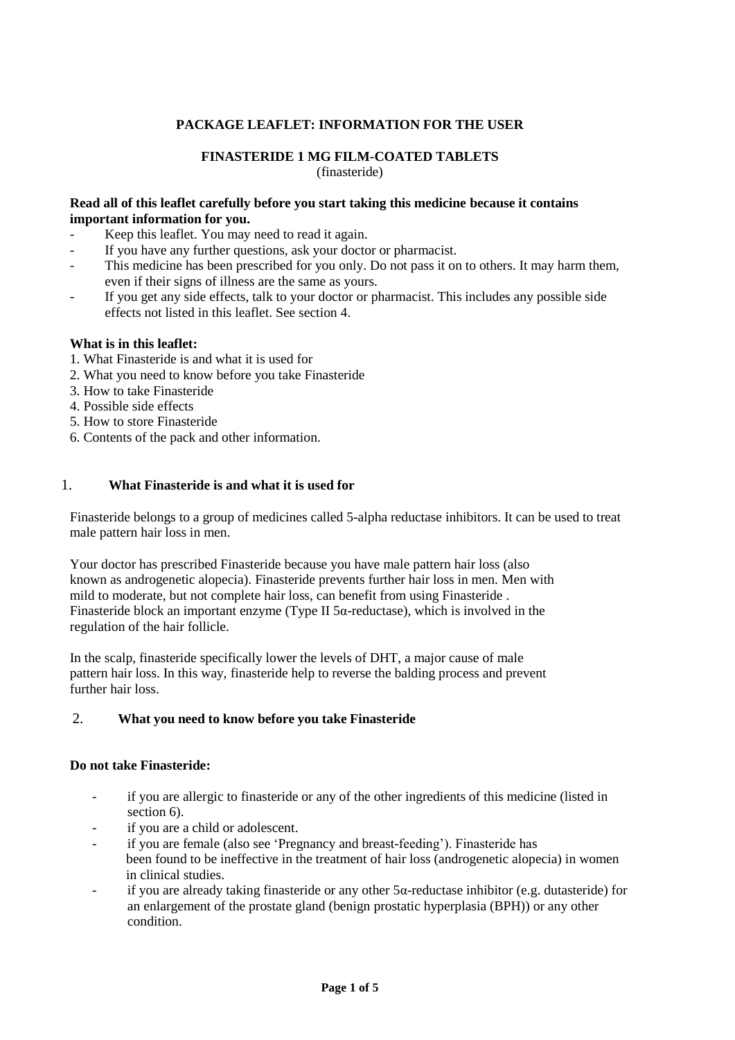**PACKAGE LEAFLET: INFORMATION FOR THE USER**

**FINASTERIDE 1 MG FILM-COATED TABLETS**
(finasteride)

**Read all of this leaflet carefully before you start taking this medicine because it contains important information for you.**

- Keep this leaflet. You may need to read it again.
- If you have any further questions, ask your doctor or pharmacist.
- This medicine has been prescribed for you only. Do not pass it on to others. It may harm them, even if their signs of illness are the same as yours.
- If you get any side effects, talk to your doctor or pharmacist. This includes any possible side effects not listed in this leaflet. See section 4.

**What is in this leaflet:**

1. What Finasteride is and what it is used for
2. What you need to know before you take Finasteride
3. How to take Finasteride
4. Possible side effects
5. How to store Finasteride
6. Contents of the pack and other information.

## 1. What Finasteride is and what it is used for

Finasteride belongs to a group of medicines called 5-alpha reductase inhibitors. It can be used to treat male pattern hair loss in men.

Your doctor has prescribed Finasteride because you have male pattern hair loss (also known as androgenetic alopecia). Finasteride prevents further hair loss in men. Men with mild to moderate, but not complete hair loss, can benefit from using Finasteride . Finasteride block an important enzyme (Type II 5α-reductase), which is involved in the regulation of the hair follicle.

In the scalp, finasteride specifically lower the levels of DHT, a major cause of male pattern hair loss. In this way, finasteride help to reverse the balding process and prevent further hair loss.

## 2. What you need to know before you take Finasteride

**Do not take Finasteride:**

- if you are allergic to finasteride or any of the other ingredients of this medicine (listed in section 6).
- if you are a child or adolescent.
- if you are female (also see 'Pregnancy and breast-feeding'). Finasteride has been found to be ineffective in the treatment of hair loss (androgenetic alopecia) in women in clinical studies.
- if you are already taking finasteride or any other 5α-reductase inhibitor (e.g. dutasteride) for an enlargement of the prostate gland (benign prostatic hyperplasia (BPH)) or any other condition.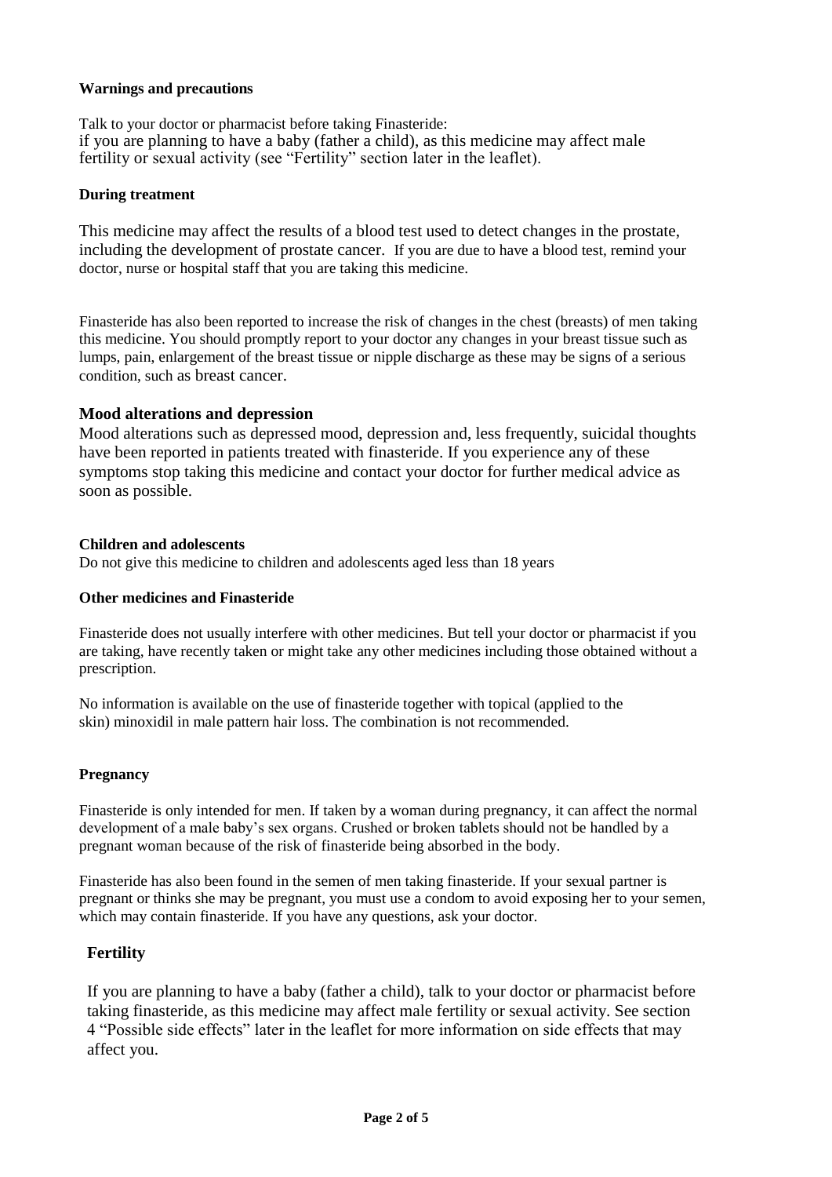### Warnings and precautions

Talk to your doctor or pharmacist before taking Finasteride:
if you are planning to have a baby (father a child), as this medicine may affect male fertility or sexual activity (see "Fertility" section later in the leaflet).

### During treatment

This medicine may affect the results of a blood test used to detect changes in the prostate, including the development of prostate cancer. If you are due to have a blood test, remind your doctor, nurse or hospital staff that you are taking this medicine.

Finasteride has also been reported to increase the risk of changes in the chest (breasts) of men taking this medicine. You should promptly report to your doctor any changes in your breast tissue such as lumps, pain, enlargement of the breast tissue or nipple discharge as these may be signs of a serious condition, such as breast cancer.

### Mood alterations and depression

Mood alterations such as depressed mood, depression and, less frequently, suicidal thoughts have been reported in patients treated with finasteride. If you experience any of these symptoms stop taking this medicine and contact your doctor for further medical advice as soon as possible.

### Children and adolescents

Do not give this medicine to children and adolescents aged less than 18 years

### Other medicines and Finasteride

Finasteride does not usually interfere with other medicines. But tell your doctor or pharmacist if you are taking, have recently taken or might take any other medicines including those obtained without a prescription.

No information is available on the use of finasteride together with topical (applied to the skin) minoxidil in male pattern hair loss. The combination is not recommended.

### Pregnancy

Finasteride is only intended for men. If taken by a woman during pregnancy, it can affect the normal development of a male baby's sex organs. Crushed or broken tablets should not be handled by a pregnant woman because of the risk of finasteride being absorbed in the body.

Finasteride has also been found in the semen of men taking finasteride. If your sexual partner is pregnant or thinks she may be pregnant, you must use a condom to avoid exposing her to your semen, which may contain finasteride. If you have any questions, ask your doctor.

### Fertility

If you are planning to have a baby (father a child), talk to your doctor or pharmacist before taking finasteride, as this medicine may affect male fertility or sexual activity. See section 4 "Possible side effects" later in the leaflet for more information on side effects that may affect you.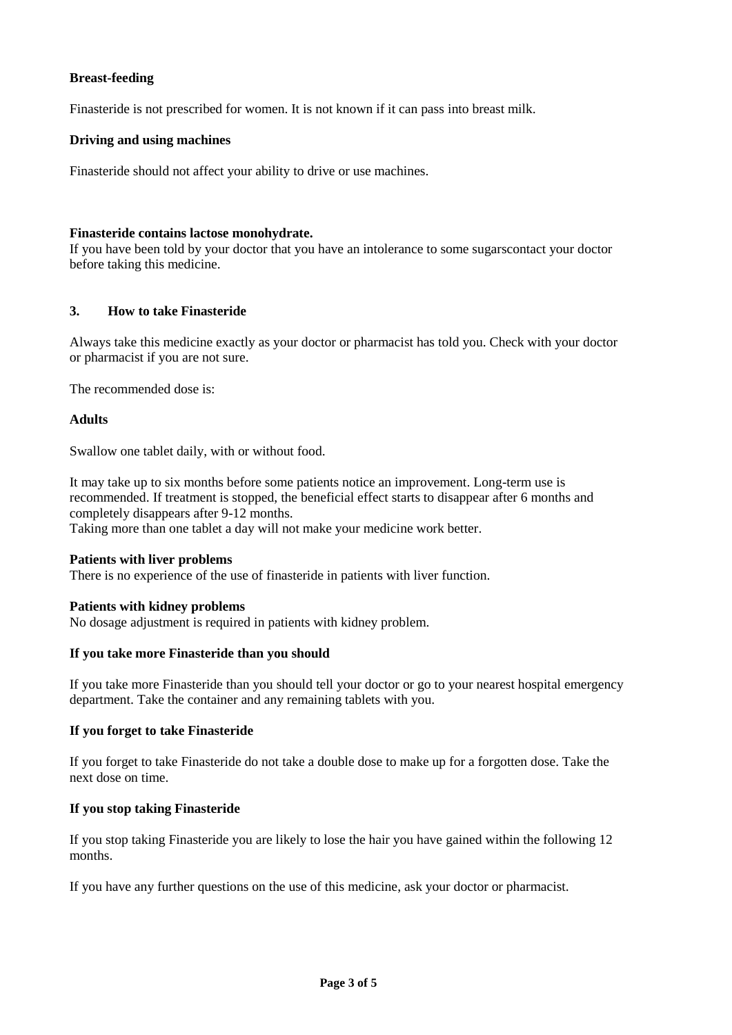**Breast-feeding**

Finasteride is not prescribed for women. It is not known if it can pass into breast milk.

**Driving and using machines**

Finasteride should not affect your ability to drive or use machines.

**Finasteride contains lactose monohydrate.**
If you have been told by your doctor that you have an intolerance to some sugarscontact your doctor before taking this medicine.

## 3. How to take Finasteride

Always take this medicine exactly as your doctor or pharmacist has told you. Check with your doctor or pharmacist if you are not sure.

The recommended dose is:

**Adults**

Swallow one tablet daily, with or without food.

It may take up to six months before some patients notice an improvement. Long-term use is recommended. If treatment is stopped, the beneficial effect starts to disappear after 6 months and completely disappears after 9-12 months.
Taking more than one tablet a day will not make your medicine work better.

**Patients with liver problems**
There is no experience of the use of finasteride in patients with liver function.

**Patients with kidney problems**
No dosage adjustment is required in patients with kidney problem.

**If you take more Finasteride than you should**

If you take more Finasteride than you should tell your doctor or go to your nearest hospital emergency department. Take the container and any remaining tablets with you.

**If you forget to take Finasteride**

If you forget to take Finasteride do not take a double dose to make up for a forgotten dose. Take the next dose on time.

**If you stop taking Finasteride**

If you stop taking Finasteride you are likely to lose the hair you have gained within the following 12 months.

If you have any further questions on the use of this medicine, ask your doctor or pharmacist.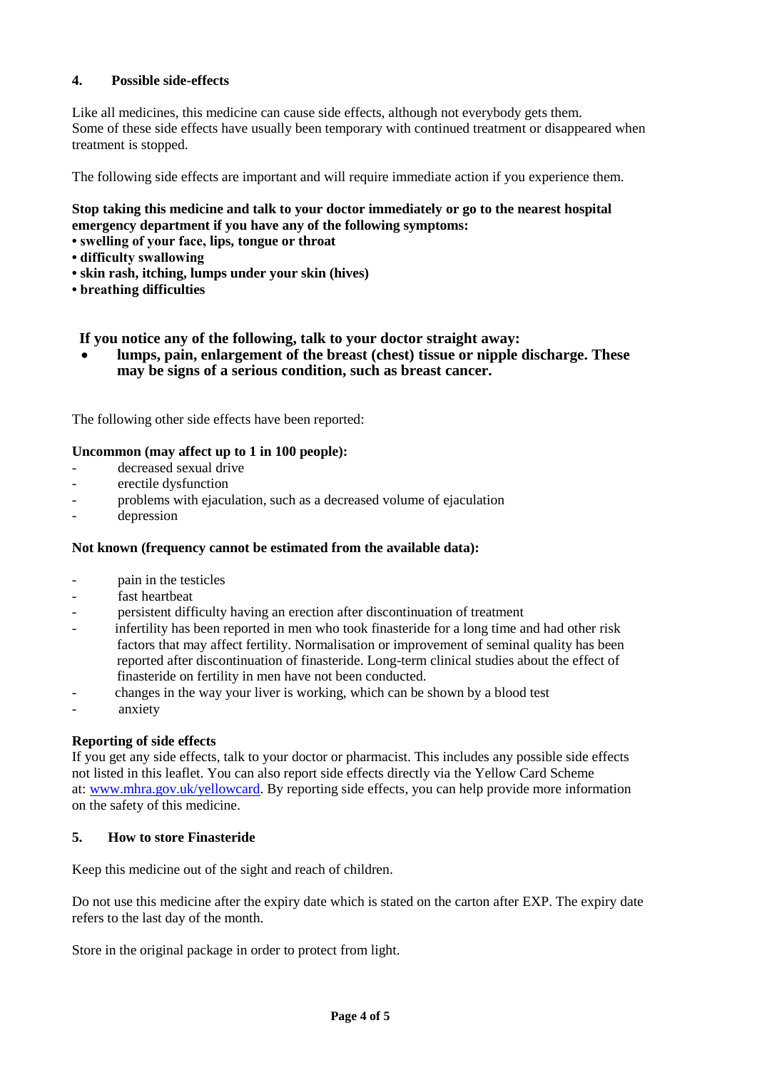## 4. Possible side-effects

Like all medicines, this medicine can cause side effects, although not everybody gets them.
Some of these side effects have usually been temporary with continued treatment or disappeared when treatment is stopped.

The following side effects are important and will require immediate action if you experience them.

**Stop taking this medicine and talk to your doctor immediately or go to the nearest hospital emergency department if you have any of the following symptoms:**

- **swelling of your face, lips, tongue or throat**
- **difficulty swallowing**
- **skin rash, itching, lumps under your skin (hives)**
- **breathing difficulties**

**If you notice any of the following, talk to your doctor straight away:**

- **lumps, pain, enlargement of the breast (chest) tissue or nipple discharge. These may be signs of a serious condition, such as breast cancer.**

The following other side effects have been reported:

**Uncommon (may affect up to 1 in 100 people):**

- decreased sexual drive
- erectile dysfunction
- problems with ejaculation, such as a decreased volume of ejaculation
- depression

**Not known (frequency cannot be estimated from the available data):**

- pain in the testicles
- fast heartbeat
- persistent difficulty having an erection after discontinuation of treatment
- infertility has been reported in men who took finasteride for a long time and had other risk factors that may affect fertility. Normalisation or improvement of seminal quality has been reported after discontinuation of finasteride. Long-term clinical studies about the effect of finasteride on fertility in men have not been conducted.
- changes in the way your liver is working, which can be shown by a blood test
- anxiety

**Reporting of side effects**

If you get any side effects, talk to your doctor or pharmacist. This includes any possible side effects not listed in this leaflet. You can also report side effects directly via the Yellow Card Scheme at: www.mhra.gov.uk/yellowcard. By reporting side effects, you can help provide more information on the safety of this medicine.

## 5. How to store Finasteride

Keep this medicine out of the sight and reach of children.

Do not use this medicine after the expiry date which is stated on the carton after EXP. The expiry date refers to the last day of the month.

Store in the original package in order to protect from light.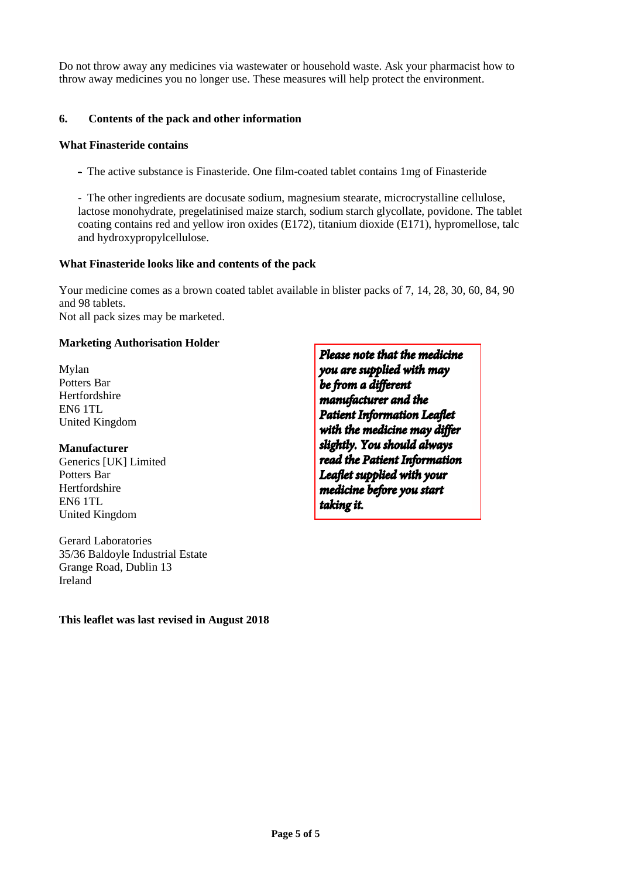Do not throw away any medicines via wastewater or household waste. Ask your pharmacist how to throw away medicines you no longer use. These measures will help protect the environment.

## 6. Contents of the pack and other information

### What Finasteride contains

- The active substance is Finasteride. One film-coated tablet contains 1mg of Finasteride
- The other ingredients are docusate sodium, magnesium stearate, microcrystalline cellulose, lactose monohydrate, pregelatinised maize starch, sodium starch glycollate, povidone. The tablet coating contains red and yellow iron oxides (E172), titanium dioxide (E171), hypromellose, talc and hydroxypropylcellulose.

### What Finasteride looks like and contents of the pack

Your medicine comes as a brown coated tablet available in blister packs of 7, 14, 28, 30, 60, 84, 90 and 98 tablets.
Not all pack sizes may be marketed.

### Marketing Authorisation Holder

Mylan
Potters Bar
Hertfordshire
EN6 1TL
United Kingdom

### Manufacturer

Generics [UK] Limited
Potters Bar
Hertfordshire
EN6 1TL
United Kingdom

Gerard Laboratories
35/36 Baldoyle Industrial Estate
Grange Road, Dublin 13
Ireland

***Please note that the medicine you are supplied with may be from a different manufacturer and the Patient Information Leaflet with the medicine may differ slightly. You should always read the Patient Information Leaflet supplied with your medicine before you start taking it.***

**This leaflet was last revised in August 2018**